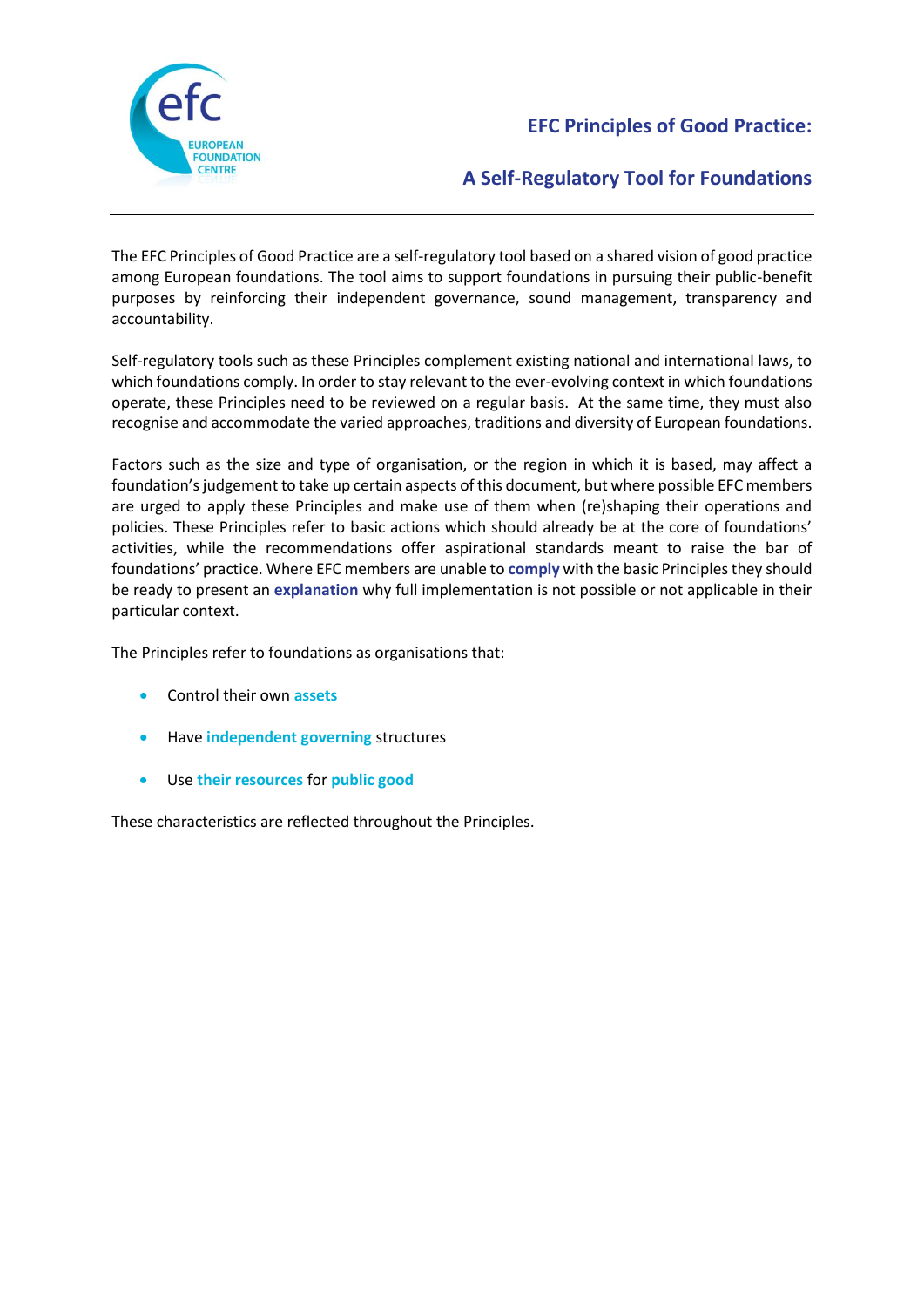# EFC Principles of Good Practice:

## A Self-Regulatory Tool for Foundations

The EFC Principles of Good Practice are a self-regulatory tool based on a shared vision of good practice among European foundations. The tool aims to support foundations in pursuing their public-benefit purposes by reinforcing their independent governance, sound management, transparency and accountability.

Self-regulatory tools such as these Principles complement existing national and international laws, to which foundations comply. In order to stay relevant to the ever-evolving context in which foundations operate, these Principles need to be reviewed on a regular basis. At the same time, they must also recognise and accommodate the varied approaches, traditions and diversity of European foundations.

Factors such as the size and type of organisation, or the region in which it is based, may affect a foundation's judgement to take up certain aspects of this document, but where possible EFC members are urged to apply these Principles and make use of them when (re)shaping their operations and policies. These Principles refer to basic actions which should already be at the core of foundations' activities, while the recommendations offer aspirational standards meant to raise the bar of foundations' practice. Where EFC members are unable to **comply** with the basic Principles they should be ready to present an **explanation** why full implementation is not possible or not applicable in their particular context.

The Principles refer to foundations as organisations that:

- Control their own **assets**
- Have **independent governing** structures
- Use **their resources** for **public good**

These characteristics are reflected throughout the Principles.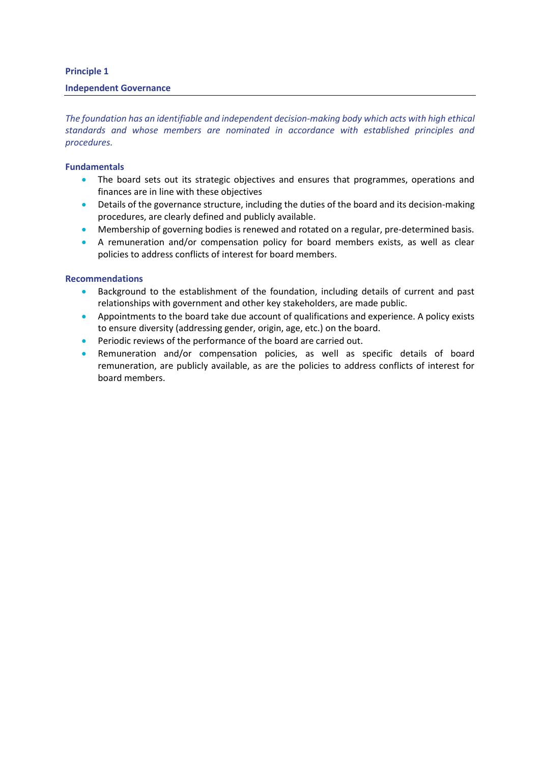## Principle 1

## Independent Governance

*The foundation has an identifiable and independent decision-making body which acts with high ethical standards and whose members are nominated in accordance with established principles and procedures.*

### Fundamentals

- The board sets out its strategic objectives and ensures that programmes, operations and finances are in line with these objectives
- Details of the governance structure, including the duties of the board and its decision-making procedures, are clearly defined and publicly available.
- Membership of governing bodies is renewed and rotated on a regular, pre-determined basis.
- A remuneration and/or compensation policy for board members exists, as well as clear policies to address conflicts of interest for board members.

### Recommendations

- Background to the establishment of the foundation, including details of current and past relationships with government and other key stakeholders, are made public.
- Appointments to the board take due account of qualifications and experience. A policy exists to ensure diversity (addressing gender, origin, age, etc.) on the board.
- Periodic reviews of the performance of the board are carried out.
- Remuneration and/or compensation policies, as well as specific details of board remuneration, are publicly available, as are the policies to address conflicts of interest for board members.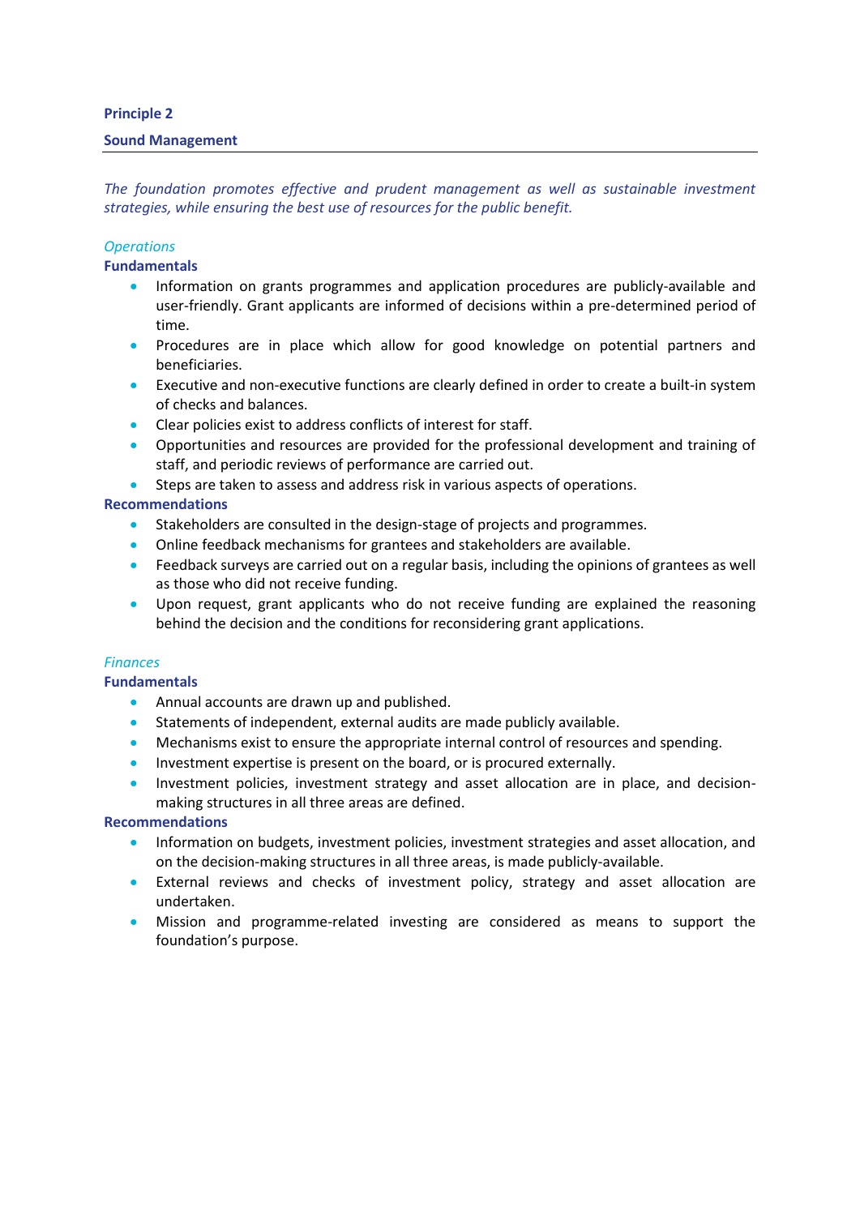## Principle 2

## Sound Management

*The foundation promotes effective and prudent management as well as sustainable investment strategies, while ensuring the best use of resources for the public benefit.*

*Operations*

### Fundamentals

- Information on grants programmes and application procedures are publicly-available and user-friendly. Grant applicants are informed of decisions within a pre-determined period of time.
- Procedures are in place which allow for good knowledge on potential partners and beneficiaries.
- Executive and non-executive functions are clearly defined in order to create a built-in system of checks and balances.
- Clear policies exist to address conflicts of interest for staff.
- Opportunities and resources are provided for the professional development and training of staff, and periodic reviews of performance are carried out.
- Steps are taken to assess and address risk in various aspects of operations.

### Recommendations

- Stakeholders are consulted in the design-stage of projects and programmes.
- Online feedback mechanisms for grantees and stakeholders are available.
- Feedback surveys are carried out on a regular basis, including the opinions of grantees as well as those who did not receive funding.
- Upon request, grant applicants who do not receive funding are explained the reasoning behind the decision and the conditions for reconsidering grant applications.

*Finances*

### Fundamentals

- Annual accounts are drawn up and published.
- Statements of independent, external audits are made publicly available.
- Mechanisms exist to ensure the appropriate internal control of resources and spending.
- Investment expertise is present on the board, or is procured externally.
- Investment policies, investment strategy and asset allocation are in place, and decision-making structures in all three areas are defined.

### Recommendations

- Information on budgets, investment policies, investment strategies and asset allocation, and on the decision-making structures in all three areas, is made publicly-available.
- External reviews and checks of investment policy, strategy and asset allocation are undertaken.
- Mission and programme-related investing are considered as means to support the foundation's purpose.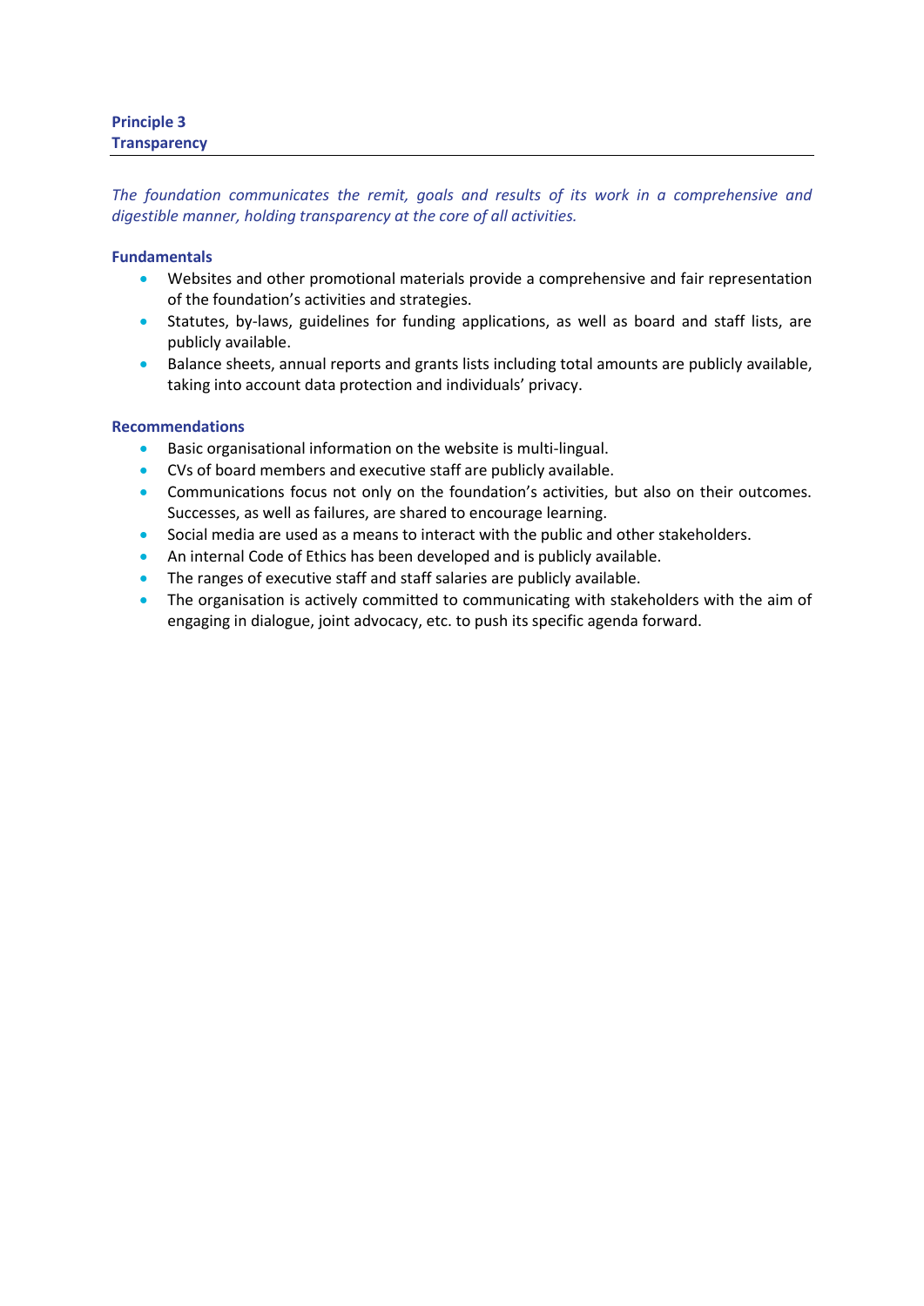## Principle 3
## Transparency

*The foundation communicates the remit, goals and results of its work in a comprehensive and digestible manner, holding transparency at the core of all activities.*

### Fundamentals

- Websites and other promotional materials provide a comprehensive and fair representation of the foundation's activities and strategies.
- Statutes, by-laws, guidelines for funding applications, as well as board and staff lists, are publicly available.
- Balance sheets, annual reports and grants lists including total amounts are publicly available, taking into account data protection and individuals' privacy.

### Recommendations

- Basic organisational information on the website is multi-lingual.
- CVs of board members and executive staff are publicly available.
- Communications focus not only on the foundation's activities, but also on their outcomes. Successes, as well as failures, are shared to encourage learning.
- Social media are used as a means to interact with the public and other stakeholders.
- An internal Code of Ethics has been developed and is publicly available.
- The ranges of executive staff and staff salaries are publicly available.
- The organisation is actively committed to communicating with stakeholders with the aim of engaging in dialogue, joint advocacy, etc. to push its specific agenda forward.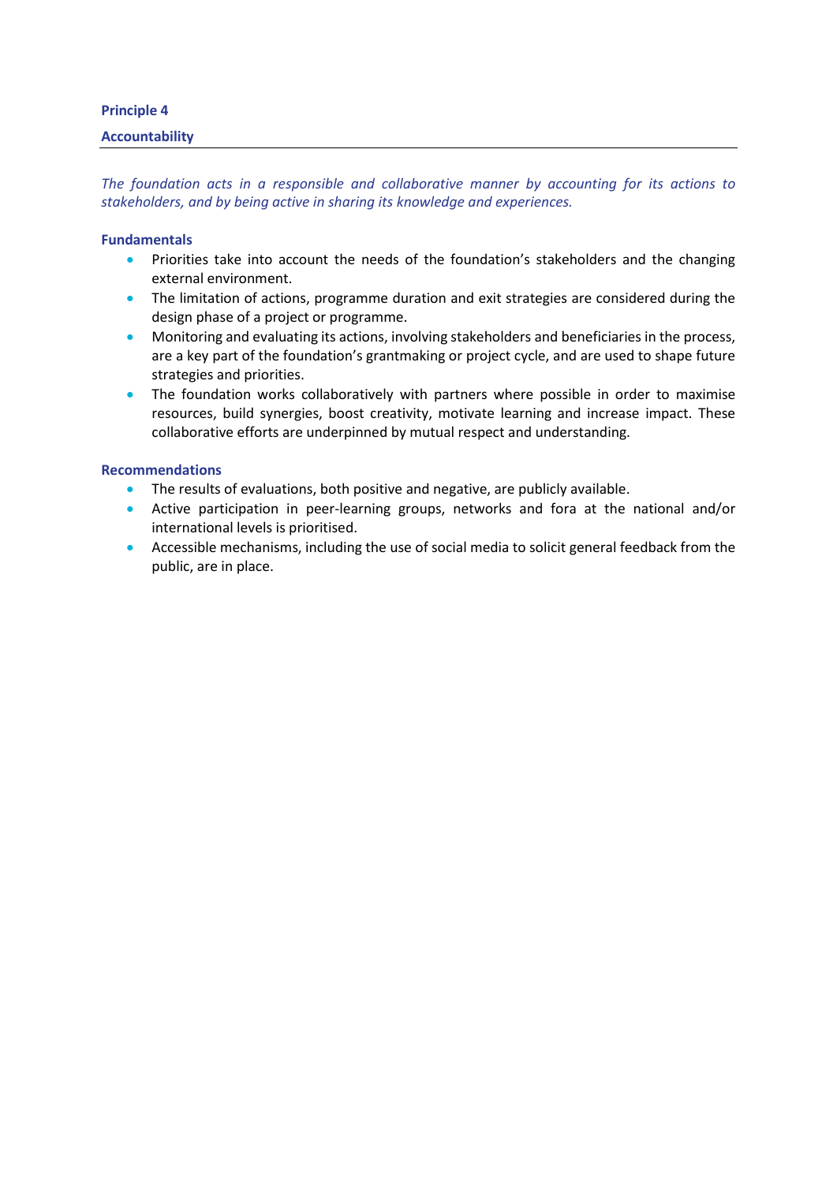## Principle 4

## Accountability

*The foundation acts in a responsible and collaborative manner by accounting for its actions to stakeholders, and by being active in sharing its knowledge and experiences.*

### Fundamentals

- Priorities take into account the needs of the foundation's stakeholders and the changing external environment.
- The limitation of actions, programme duration and exit strategies are considered during the design phase of a project or programme.
- Monitoring and evaluating its actions, involving stakeholders and beneficiaries in the process, are a key part of the foundation's grantmaking or project cycle, and are used to shape future strategies and priorities.
- The foundation works collaboratively with partners where possible in order to maximise resources, build synergies, boost creativity, motivate learning and increase impact. These collaborative efforts are underpinned by mutual respect and understanding.

### Recommendations

- The results of evaluations, both positive and negative, are publicly available.
- Active participation in peer-learning groups, networks and fora at the national and/or international levels is prioritised.
- Accessible mechanisms, including the use of social media to solicit general feedback from the public, are in place.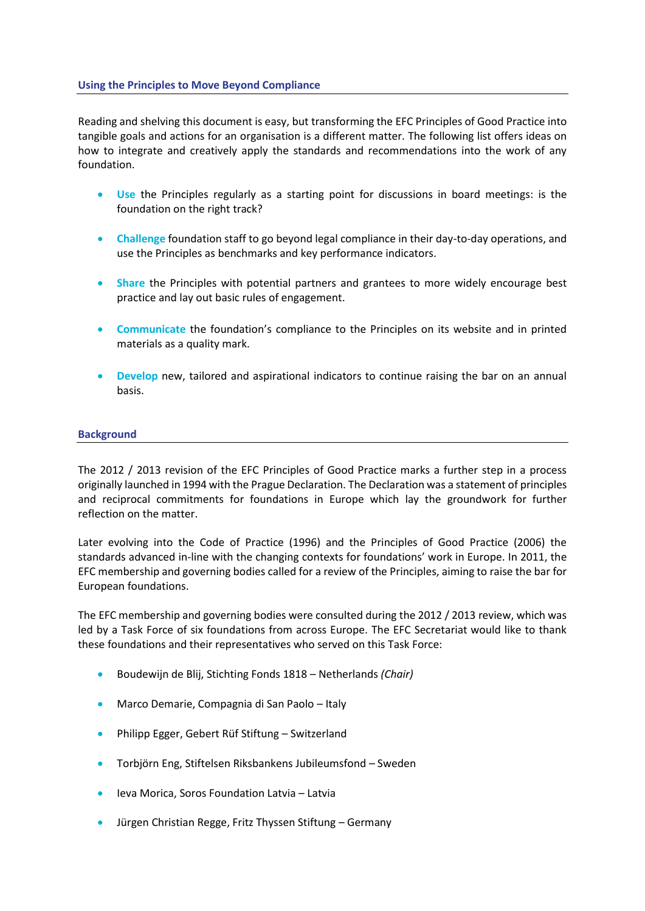## Using the Principles to Move Beyond Compliance

Reading and shelving this document is easy, but transforming the EFC Principles of Good Practice into tangible goals and actions for an organisation is a different matter. The following list offers ideas on how to integrate and creatively apply the standards and recommendations into the work of any foundation.

- **Use** the Principles regularly as a starting point for discussions in board meetings: is the foundation on the right track?
- **Challenge** foundation staff to go beyond legal compliance in their day-to-day operations, and use the Principles as benchmarks and key performance indicators.
- **Share** the Principles with potential partners and grantees to more widely encourage best practice and lay out basic rules of engagement.
- **Communicate** the foundation's compliance to the Principles on its website and in printed materials as a quality mark.
- **Develop** new, tailored and aspirational indicators to continue raising the bar on an annual basis.

## Background

The 2012 / 2013 revision of the EFC Principles of Good Practice marks a further step in a process originally launched in 1994 with the Prague Declaration. The Declaration was a statement of principles and reciprocal commitments for foundations in Europe which lay the groundwork for further reflection on the matter.

Later evolving into the Code of Practice (1996) and the Principles of Good Practice (2006) the standards advanced in-line with the changing contexts for foundations' work in Europe. In 2011, the EFC membership and governing bodies called for a review of the Principles, aiming to raise the bar for European foundations.

The EFC membership and governing bodies were consulted during the 2012 / 2013 review, which was led by a Task Force of six foundations from across Europe. The EFC Secretariat would like to thank these foundations and their representatives who served on this Task Force:

- Boudewijn de Blij, Stichting Fonds 1818 – Netherlands *(Chair)*
- Marco Demarie, Compagnia di San Paolo – Italy
- Philipp Egger, Gebert Rüf Stiftung – Switzerland
- Torbjörn Eng, Stiftelsen Riksbankens Jubileumsfond – Sweden
- Ieva Morica, Soros Foundation Latvia – Latvia
- Jürgen Christian Regge, Fritz Thyssen Stiftung – Germany